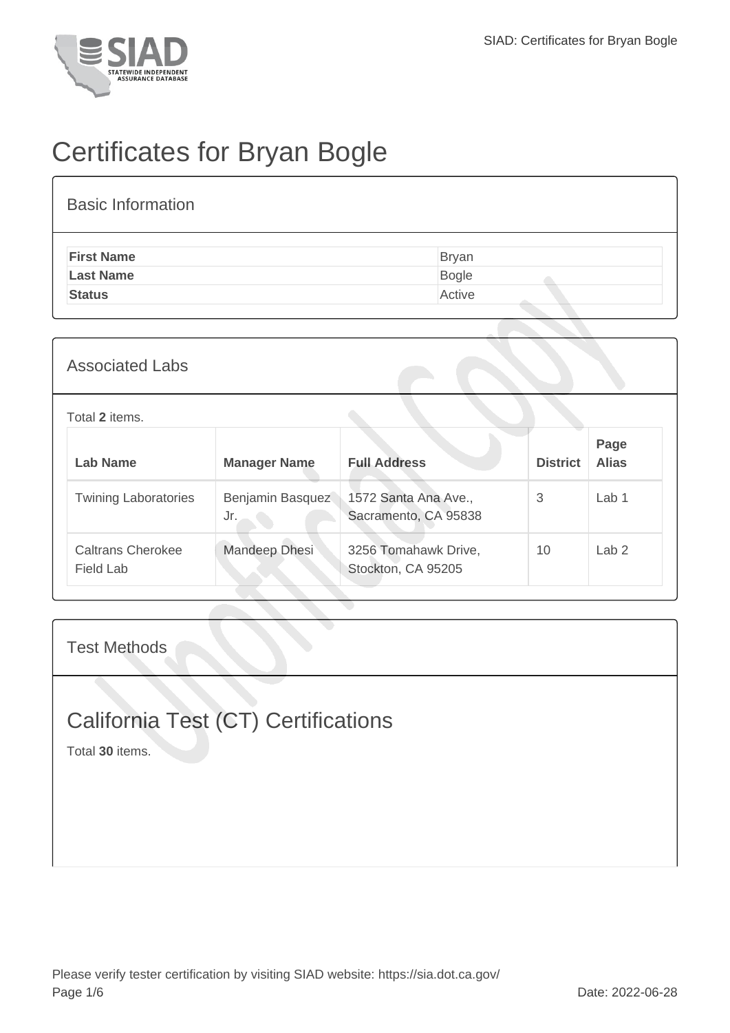# Certificates for Bryan Bogle

## Basic Information

| | |
|---|---|
| **First Name** | Bryan |
| **Last Name** | Bogle |
| **Status** | Active |

## Associated Labs

Total **2** items.

| Lab Name | Manager Name | Full Address | District | Page Alias |
|---|---|---|---|---|
| Twining Laboratories | Benjamin Basquez Jr. | 1572 Santa Ana Ave., Sacramento, CA 95838 | 3 | Lab 1 |
| Caltrans Cherokee Field Lab | Mandeep Dhesi | 3256 Tomahawk Drive, Stockton, CA 95205 | 10 | Lab 2 |

## Test Methods

## California Test (CT) Certifications

Total **30** items.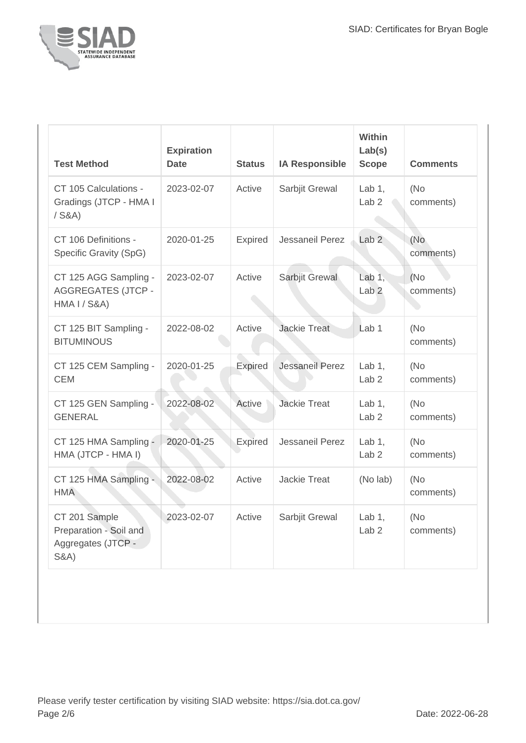| Test Method | Expiration Date | Status | IA Responsible | Within Lab(s) Scope | Comments |
|---|---|---|---|---|---|
| CT 105 Calculations - Gradings (JTCP - HMA I / S&A) | 2023-02-07 | Active | Sarbjit Grewal | Lab 1, Lab 2 | (No comments) |
| CT 106 Definitions - Specific Gravity (SpG) | 2020-01-25 | Expired | Jessaneil Perez | Lab 2 | (No comments) |
| CT 125 AGG Sampling - AGGREGATES (JTCP - HMA I / S&A) | 2023-02-07 | Active | Sarbjit Grewal | Lab 1, Lab 2 | (No comments) |
| CT 125 BIT Sampling - BITUMINOUS | 2022-08-02 | Active | Jackie Treat | Lab 1 | (No comments) |
| CT 125 CEM Sampling - CEM | 2020-01-25 | Expired | Jessaneil Perez | Lab 1, Lab 2 | (No comments) |
| CT 125 GEN Sampling - GENERAL | 2022-08-02 | Active | Jackie Treat | Lab 1, Lab 2 | (No comments) |
| CT 125 HMA Sampling - HMA (JTCP - HMA I) | 2020-01-25 | Expired | Jessaneil Perez | Lab 1, Lab 2 | (No comments) |
| CT 125 HMA Sampling - HMA | 2022-08-02 | Active | Jackie Treat | (No lab) | (No comments) |
| CT 201 Sample Preparation - Soil and Aggregates (JTCP - S&A) | 2023-02-07 | Active | Sarbjit Grewal | Lab 1, Lab 2 | (No comments) |

Please verify tester certification by visiting SIAD website: https://sia.dot.ca.gov/

Date: 2022-06-28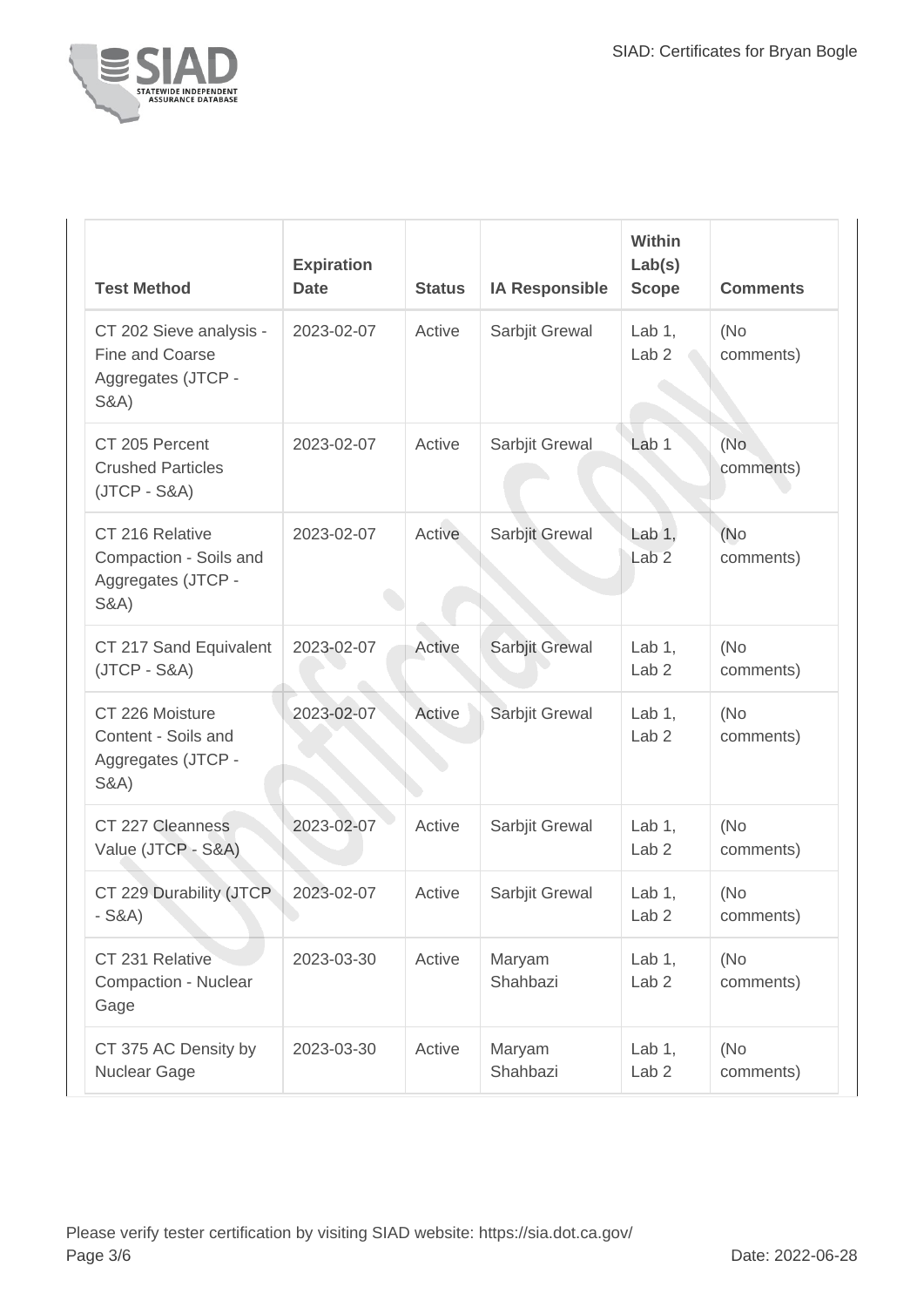| Test Method | Expiration Date | Status | IA Responsible | Within Lab(s) Scope | Comments |
| --- | --- | --- | --- | --- | --- |
| CT 202 Sieve analysis - Fine and Coarse Aggregates (JTCP - S&A) | 2023-02-07 | Active | Sarbjit Grewal | Lab 1, Lab 2 | (No comments) |
| CT 205 Percent Crushed Particles (JTCP - S&A) | 2023-02-07 | Active | Sarbjit Grewal | Lab 1 | (No comments) |
| CT 216 Relative Compaction - Soils and Aggregates (JTCP - S&A) | 2023-02-07 | Active | Sarbjit Grewal | Lab 1, Lab 2 | (No comments) |
| CT 217 Sand Equivalent (JTCP - S&A) | 2023-02-07 | Active | Sarbjit Grewal | Lab 1, Lab 2 | (No comments) |
| CT 226 Moisture Content - Soils and Aggregates (JTCP - S&A) | 2023-02-07 | Active | Sarbjit Grewal | Lab 1, Lab 2 | (No comments) |
| CT 227 Cleanness Value (JTCP - S&A) | 2023-02-07 | Active | Sarbjit Grewal | Lab 1, Lab 2 | (No comments) |
| CT 229 Durability (JTCP - S&A) | 2023-02-07 | Active | Sarbjit Grewal | Lab 1, Lab 2 | (No comments) |
| CT 231 Relative Compaction - Nuclear Gage | 2023-03-30 | Active | Maryam Shahbazi | Lab 1, Lab 2 | (No comments) |
| CT 375 AC Density by Nuclear Gage | 2023-03-30 | Active | Maryam Shahbazi | Lab 1, Lab 2 | (No comments) |

Please verify tester certification by visiting SIAD website: https://sia.dot.ca.gov/

Date: 2022-06-28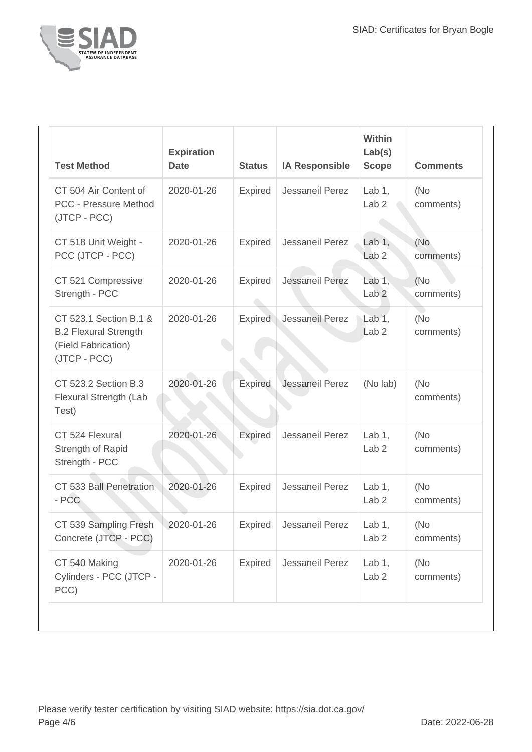| Test Method | Expiration Date | Status | IA Responsible | Within Lab(s) Scope | Comments |
| --- | --- | --- | --- | --- | --- |
| CT 504 Air Content of PCC - Pressure Method (JTCP - PCC) | 2020-01-26 | Expired | Jessaneil Perez | Lab 1, Lab 2 | (No comments) |
| CT 518 Unit Weight - PCC (JTCP - PCC) | 2020-01-26 | Expired | Jessaneil Perez | Lab 1, Lab 2 | (No comments) |
| CT 521 Compressive Strength - PCC | 2020-01-26 | Expired | Jessaneil Perez | Lab 1, Lab 2 | (No comments) |
| CT 523.1 Section B.1 & B.2 Flexural Strength (Field Fabrication) (JTCP - PCC) | 2020-01-26 | Expired | Jessaneil Perez | Lab 1, Lab 2 | (No comments) |
| CT 523.2 Section B.3 Flexural Strength (Lab Test) | 2020-01-26 | Expired | Jessaneil Perez | (No lab) | (No comments) |
| CT 524 Flexural Strength of Rapid Strength - PCC | 2020-01-26 | Expired | Jessaneil Perez | Lab 1, Lab 2 | (No comments) |
| CT 533 Ball Penetration - PCC | 2020-01-26 | Expired | Jessaneil Perez | Lab 1, Lab 2 | (No comments) |
| CT 539 Sampling Fresh Concrete (JTCP - PCC) | 2020-01-26 | Expired | Jessaneil Perez | Lab 1, Lab 2 | (No comments) |
| CT 540 Making Cylinders - PCC (JTCP - PCC) | 2020-01-26 | Expired | Jessaneil Perez | Lab 1, Lab 2 | (No comments) |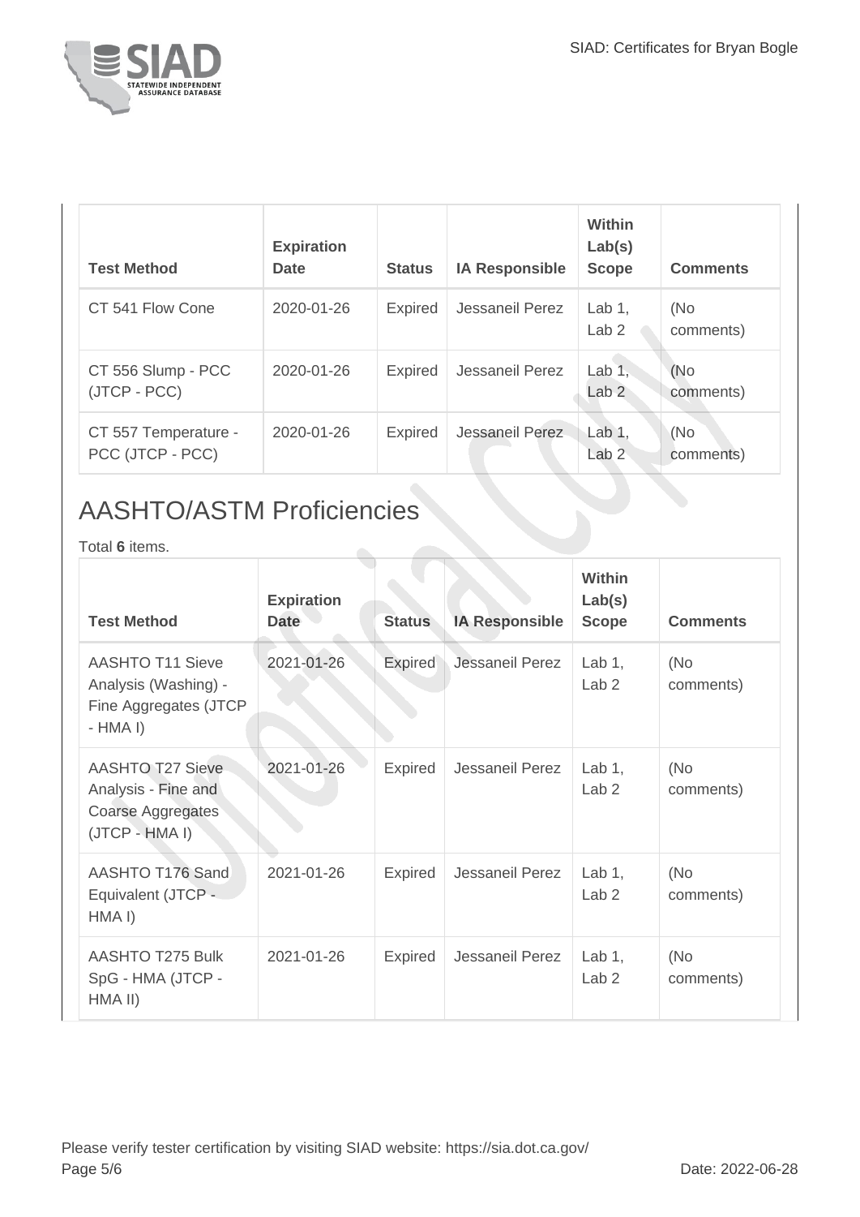| Test Method | Expiration Date | Status | IA Responsible | Within Lab(s) Scope | Comments |
| --- | --- | --- | --- | --- | --- |
| CT 541 Flow Cone | 2020-01-26 | Expired | Jessaneil Perez | Lab 1, Lab 2 | (No comments) |
| CT 556 Slump - PCC (JTCP - PCC) | 2020-01-26 | Expired | Jessaneil Perez | Lab 1, Lab 2 | (No comments) |
| CT 557 Temperature - PCC (JTCP - PCC) | 2020-01-26 | Expired | Jessaneil Perez | Lab 1, Lab 2 | (No comments) |

## AASHTO/ASTM Proficiencies

Total **6** items.

| Test Method | Expiration Date | Status | IA Responsible | Within Lab(s) Scope | Comments |
| --- | --- | --- | --- | --- | --- |
| AASHTO T11 Sieve Analysis (Washing) - Fine Aggregates (JTCP - HMA I) | 2021-01-26 | Expired | Jessaneil Perez | Lab 1, Lab 2 | (No comments) |
| AASHTO T27 Sieve Analysis - Fine and Coarse Aggregates (JTCP - HMA I) | 2021-01-26 | Expired | Jessaneil Perez | Lab 1, Lab 2 | (No comments) |
| AASHTO T176 Sand Equivalent (JTCP - HMA I) | 2021-01-26 | Expired | Jessaneil Perez | Lab 1, Lab 2 | (No comments) |
| AASHTO T275 Bulk SpG - HMA (JTCP - HMA II) | 2021-01-26 | Expired | Jessaneil Perez | Lab 1, Lab 2 | (No comments) |

Please verify tester certification by visiting SIAD website: https://sia.dot.ca.gov/

Date: 2022-06-28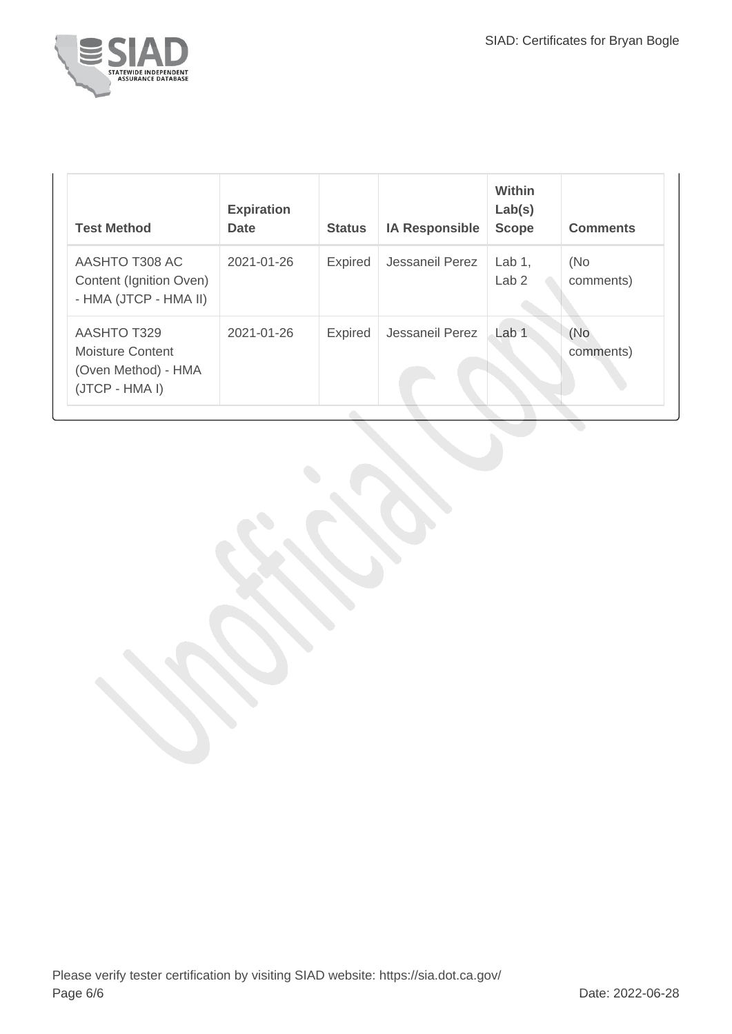| Test Method | Expiration Date | Status | IA Responsible | Within Lab(s) Scope | Comments |
|---|---|---|---|---|---|
| AASHTO T308 AC Content (Ignition Oven) - HMA (JTCP - HMA II) | 2021-01-26 | Expired | Jessaneil Perez | Lab 1, Lab 2 | (No comments) |
| AASHTO T329 Moisture Content (Oven Method) - HMA (JTCP - HMA I) | 2021-01-26 | Expired | Jessaneil Perez | Lab 1 | (No comments) |

Please verify tester certification by visiting SIAD website: https://sia.dot.ca.gov/

Date: 2022-06-28